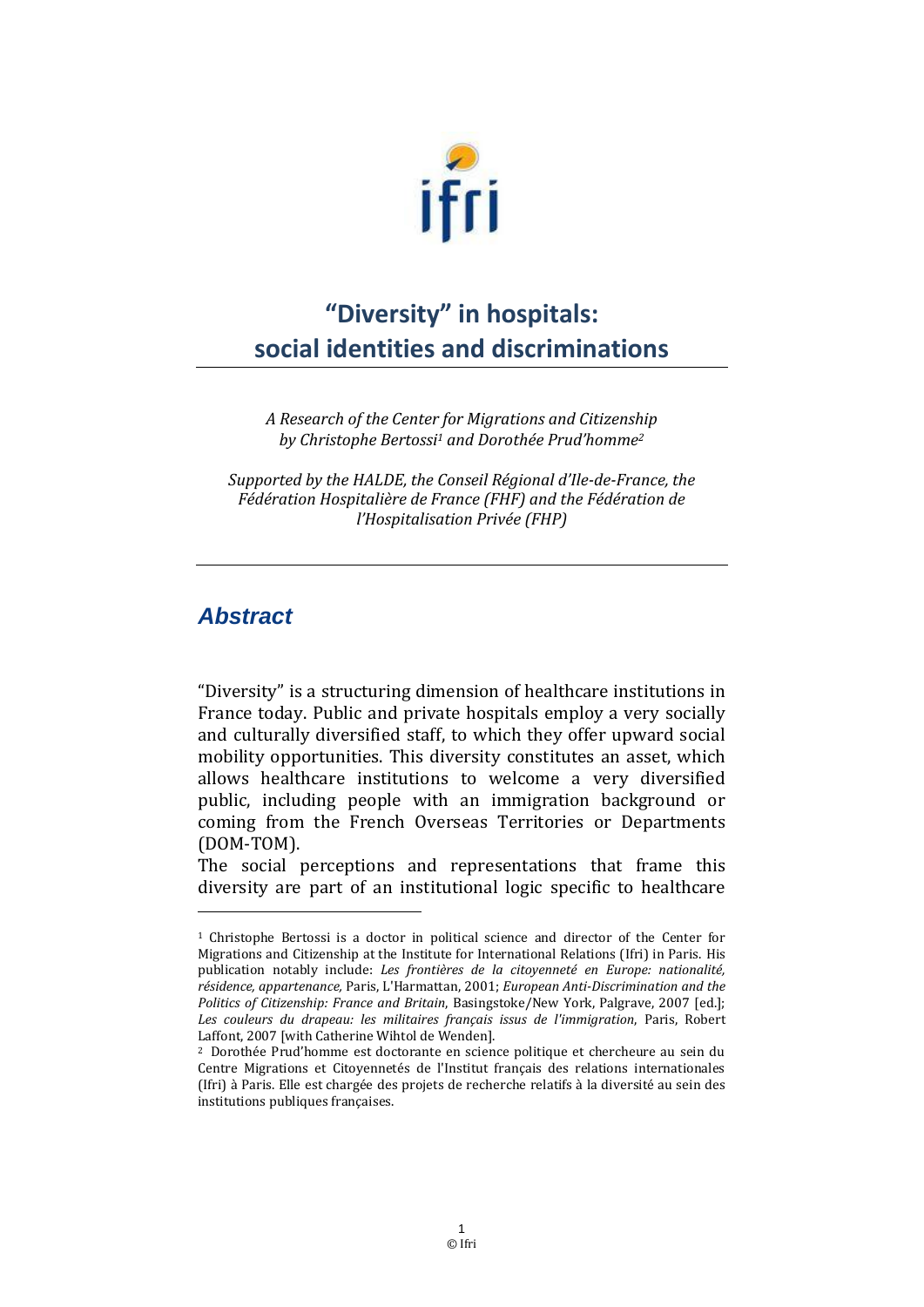# "Diversity" in hospitals: social identities and discriminations

*A Research of the Center for Migrations and Citizenship by Christophe Bertossi[1] and Dorothée Prud'homme[2]*

*Supported by the HALDE, the Conseil Régional d'Ile-de-France, the Fédération Hospitalière de France (FHF) and the Fédération de l'Hospitalisation Privée (FHP)*

---

## *Abstract*

"Diversity" is a structuring dimension of healthcare institutions in France today. Public and private hospitals employ a very socially and culturally diversified staff, to which they offer upward social mobility opportunities. This diversity constitutes an asset, which allows healthcare institutions to welcome a very diversified public, including people with an immigration background or coming from the French Overseas Territories or Departments (DOM-TOM).

The social perceptions and representations that frame this diversity are part of an institutional logic specific to healthcare

---

[1] Christophe Bertossi is a doctor in political science and director of the Center for Migrations and Citizenship at the Institute for International Relations (Ifri) in Paris. His publication notably include: *Les frontières de la citoyenneté en Europe: nationalité, résidence, appartenance,* Paris, L'Harmattan, 2001; *European Anti-Discrimination and the Politics of Citizenship: France and Britain*, Basingstoke/New York, Palgrave, 2007 [ed.]; *Les couleurs du drapeau: les militaires français issus de l'immigration*, Paris, Robert Laffont, 2007 [with Catherine Wihtol de Wenden].

[2] Dorothée Prud'homme est doctorante en science politique et chercheure au sein du Centre Migrations et Citoyennetés de l'Institut français des relations internationales (Ifri) à Paris. Elle est chargée des projets de recherche relatifs à la diversité au sein des institutions publiques françaises.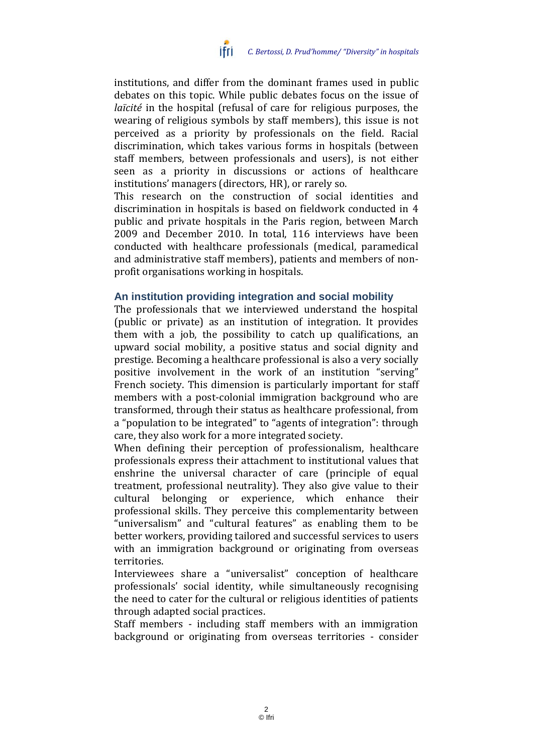institutions, and differ from the dominant frames used in public debates on this topic. While public debates focus on the issue of *laïcité* in the hospital (refusal of care for religious purposes, the wearing of religious symbols by staff members), this issue is not perceived as a priority by professionals on the field. Racial discrimination, which takes various forms in hospitals (between staff members, between professionals and users), is not either seen as a priority in discussions or actions of healthcare institutions' managers (directors, HR), or rarely so.

This research on the construction of social identities and discrimination in hospitals is based on fieldwork conducted in 4 public and private hospitals in the Paris region, between March 2009 and December 2010. In total, 116 interviews have been conducted with healthcare professionals (medical, paramedical and administrative staff members), patients and members of non-profit organisations working in hospitals.

## An institution providing integration and social mobility

The professionals that we interviewed understand the hospital (public or private) as an institution of integration. It provides them with a job, the possibility to catch up qualifications, an upward social mobility, a positive status and social dignity and prestige. Becoming a healthcare professional is also a very socially positive involvement in the work of an institution "serving" French society. This dimension is particularly important for staff members with a post-colonial immigration background who are transformed, through their status as healthcare professional, from a "population to be integrated" to "agents of integration": through care, they also work for a more integrated society.

When defining their perception of professionalism, healthcare professionals express their attachment to institutional values that enshrine the universal character of care (principle of equal treatment, professional neutrality). They also give value to their cultural belonging or experience, which enhance their professional skills. They perceive this complementarity between "universalism" and "cultural features" as enabling them to be better workers, providing tailored and successful services to users with an immigration background or originating from overseas territories.

Interviewees share a "universalist" conception of healthcare professionals' social identity, while simultaneously recognising the need to cater for the cultural or religious identities of patients through adapted social practices.

Staff members - including staff members with an immigration background or originating from overseas territories - consider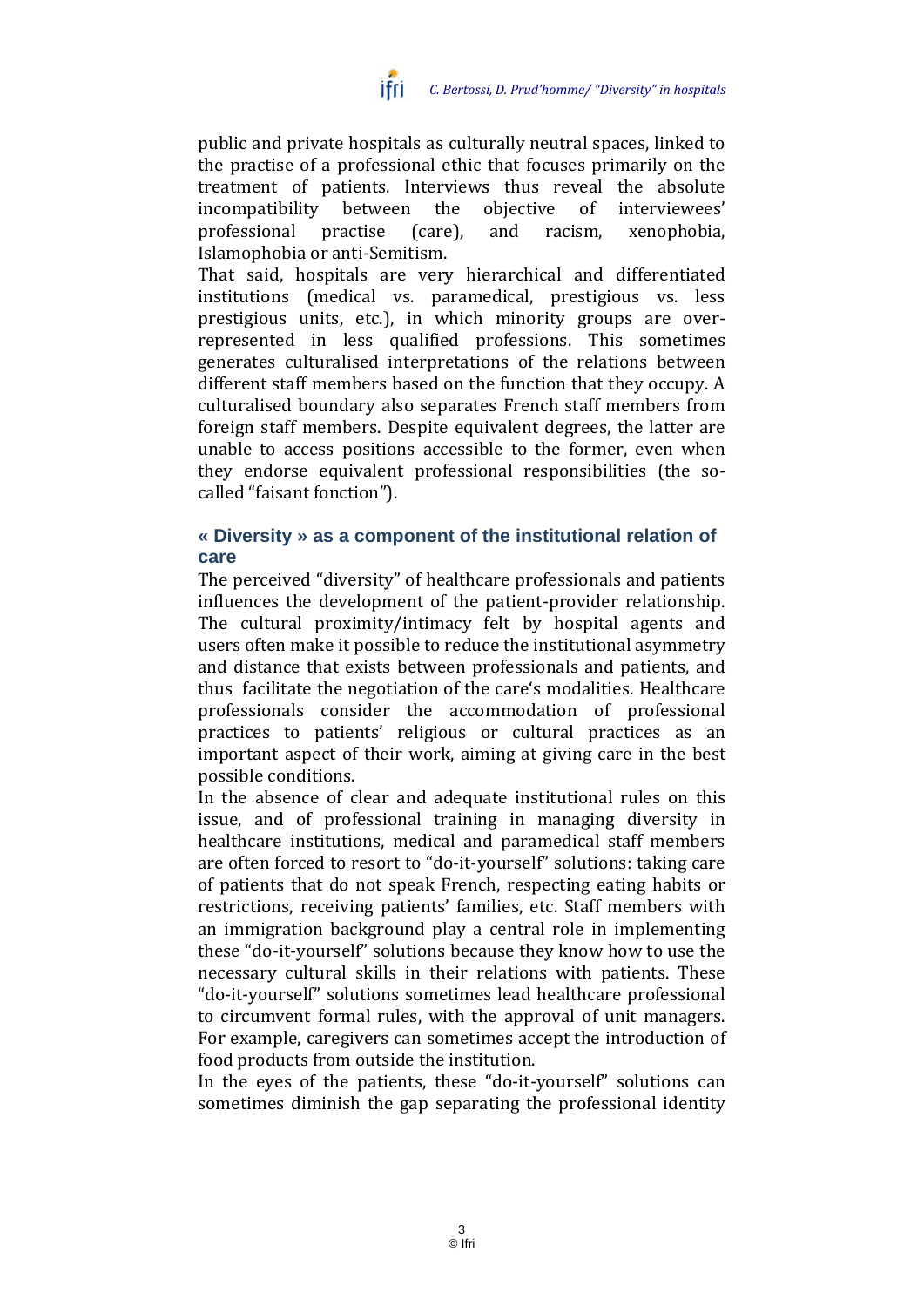public and private hospitals as culturally neutral spaces, linked to the practise of a professional ethic that focuses primarily on the treatment of patients. Interviews thus reveal the absolute incompatibility between the objective of interviewees' professional practise (care), and racism, xenophobia, Islamophobia or anti-Semitism.

That said, hospitals are very hierarchical and differentiated institutions (medical vs. paramedical, prestigious vs. less prestigious units, etc.), in which minority groups are over-represented in less qualified professions. This sometimes generates culturalised interpretations of the relations between different staff members based on the function that they occupy. A culturalised boundary also separates French staff members from foreign staff members. Despite equivalent degrees, the latter are unable to access positions accessible to the former, even when they endorse equivalent professional responsibilities (the so-called "faisant fonction").

## « Diversity » as a component of the institutional relation of care

The perceived "diversity" of healthcare professionals and patients influences the development of the patient-provider relationship. The cultural proximity/intimacy felt by hospital agents and users often make it possible to reduce the institutional asymmetry and distance that exists between professionals and patients, and thus facilitate the negotiation of the care's modalities. Healthcare professionals consider the accommodation of professional practices to patients' religious or cultural practices as an important aspect of their work, aiming at giving care in the best possible conditions.

In the absence of clear and adequate institutional rules on this issue, and of professional training in managing diversity in healthcare institutions, medical and paramedical staff members are often forced to resort to "do-it-yourself" solutions: taking care of patients that do not speak French, respecting eating habits or restrictions, receiving patients' families, etc. Staff members with an immigration background play a central role in implementing these "do-it-yourself" solutions because they know how to use the necessary cultural skills in their relations with patients. These "do-it-yourself" solutions sometimes lead healthcare professional to circumvent formal rules, with the approval of unit managers. For example, caregivers can sometimes accept the introduction of food products from outside the institution.

In the eyes of the patients, these "do-it-yourself" solutions can sometimes diminish the gap separating the professional identity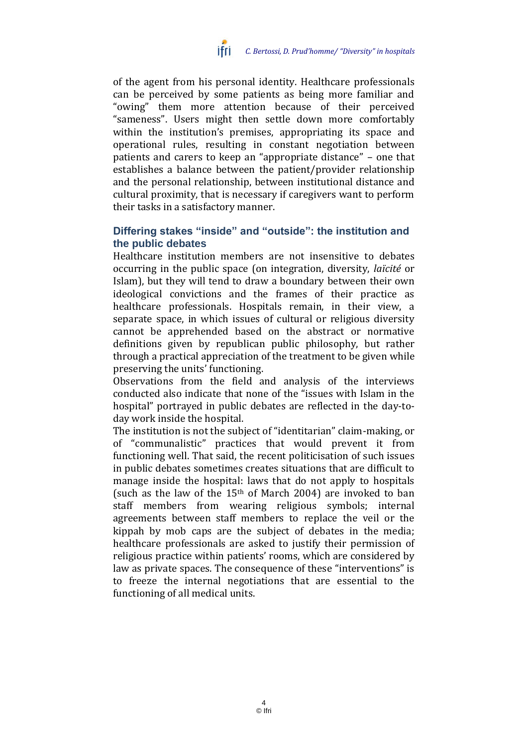of the agent from his personal identity. Healthcare professionals can be perceived by some patients as being more familiar and "owing" them more attention because of their perceived "sameness". Users might then settle down more comfortably within the institution's premises, appropriating its space and operational rules, resulting in constant negotiation between patients and carers to keep an "appropriate distance" – one that establishes a balance between the patient/provider relationship and the personal relationship, between institutional distance and cultural proximity, that is necessary if caregivers want to perform their tasks in a satisfactory manner.

## Differing stakes "inside" and "outside": the institution and the public debates

Healthcare institution members are not insensitive to debates occurring in the public space (on integration, diversity, *laïcité* or Islam), but they will tend to draw a boundary between their own ideological convictions and the frames of their practice as healthcare professionals. Hospitals remain, in their view, a separate space, in which issues of cultural or religious diversity cannot be apprehended based on the abstract or normative definitions given by republican public philosophy, but rather through a practical appreciation of the treatment to be given while preserving the units' functioning.

Observations from the field and analysis of the interviews conducted also indicate that none of the "issues with Islam in the hospital" portrayed in public debates are reflected in the day-to-day work inside the hospital.

The institution is not the subject of "identitarian" claim-making, or of "communalistic" practices that would prevent it from functioning well. That said, the recent politicisation of such issues in public debates sometimes creates situations that are difficult to manage inside the hospital: laws that do not apply to hospitals (such as the law of the 15th of March 2004) are invoked to ban staff members from wearing religious symbols; internal agreements between staff members to replace the veil or the kippah by mob caps are the subject of debates in the media; healthcare professionals are asked to justify their permission of religious practice within patients' rooms, which are considered by law as private spaces. The consequence of these "interventions" is to freeze the internal negotiations that are essential to the functioning of all medical units.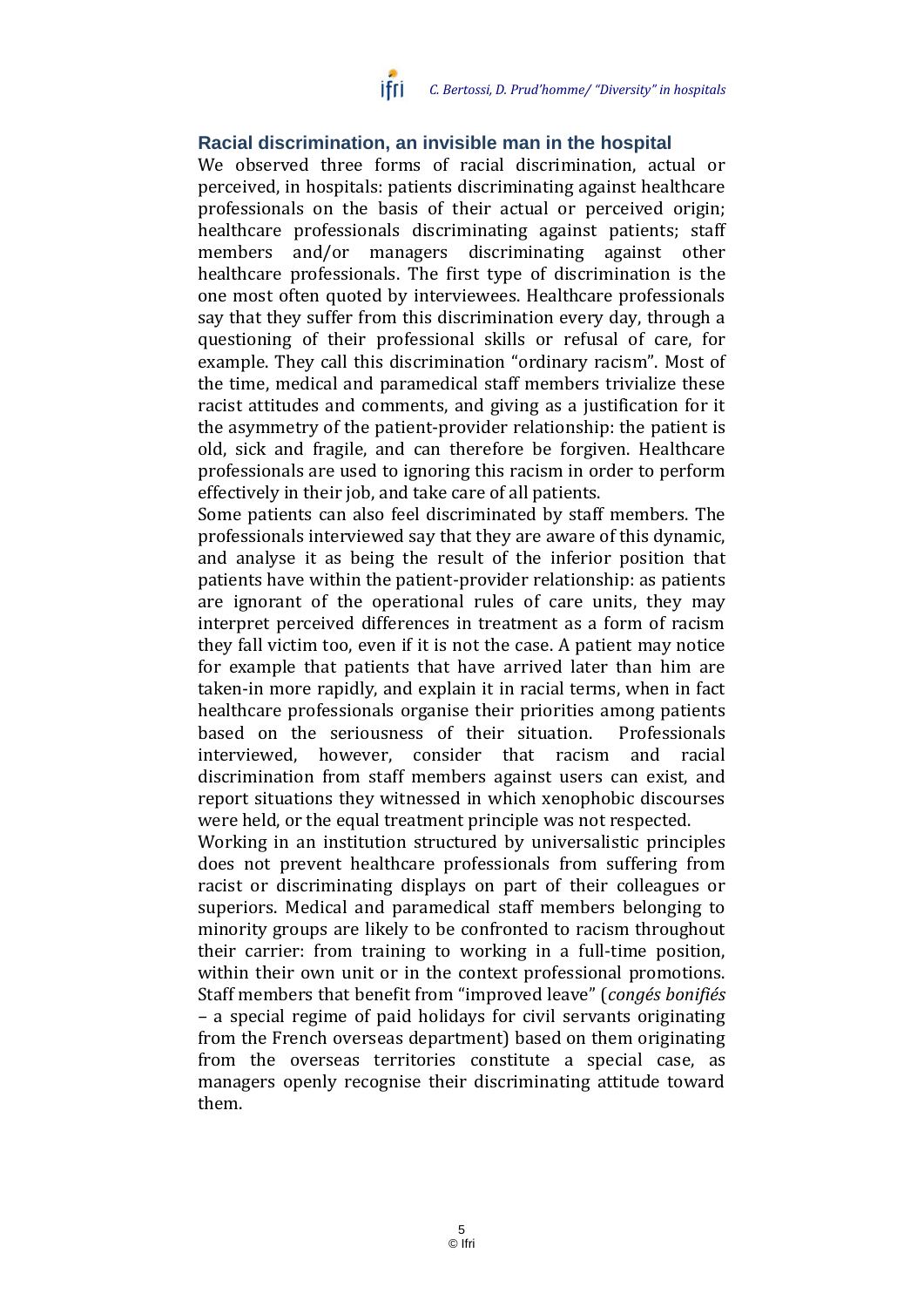## Racial discrimination, an invisible man in the hospital

We observed three forms of racial discrimination, actual or perceived, in hospitals: patients discriminating against healthcare professionals on the basis of their actual or perceived origin; healthcare professionals discriminating against patients; staff members and/or managers discriminating against other healthcare professionals. The first type of discrimination is the one most often quoted by interviewees. Healthcare professionals say that they suffer from this discrimination every day, through a questioning of their professional skills or refusal of care, for example. They call this discrimination "ordinary racism". Most of the time, medical and paramedical staff members trivialize these racist attitudes and comments, and giving as a justification for it the asymmetry of the patient-provider relationship: the patient is old, sick and fragile, and can therefore be forgiven. Healthcare professionals are used to ignoring this racism in order to perform effectively in their job, and take care of all patients.

Some patients can also feel discriminated by staff members. The professionals interviewed say that they are aware of this dynamic, and analyse it as being the result of the inferior position that patients have within the patient-provider relationship: as patients are ignorant of the operational rules of care units, they may interpret perceived differences in treatment as a form of racism they fall victim too, even if it is not the case. A patient may notice for example that patients that have arrived later than him are taken-in more rapidly, and explain it in racial terms, when in fact healthcare professionals organise their priorities among patients based on the seriousness of their situation. Professionals interviewed, however, consider that racism and racial discrimination from staff members against users can exist, and report situations they witnessed in which xenophobic discourses were held, or the equal treatment principle was not respected.

Working in an institution structured by universalistic principles does not prevent healthcare professionals from suffering from racist or discriminating displays on part of their colleagues or superiors. Medical and paramedical staff members belonging to minority groups are likely to be confronted to racism throughout their carrier: from training to working in a full-time position, within their own unit or in the context professional promotions. Staff members that benefit from "improved leave" (*congés bonifiés* – a special regime of paid holidays for civil servants originating from the French overseas department) based on them originating from the overseas territories constitute a special case, as managers openly recognise their discriminating attitude toward them.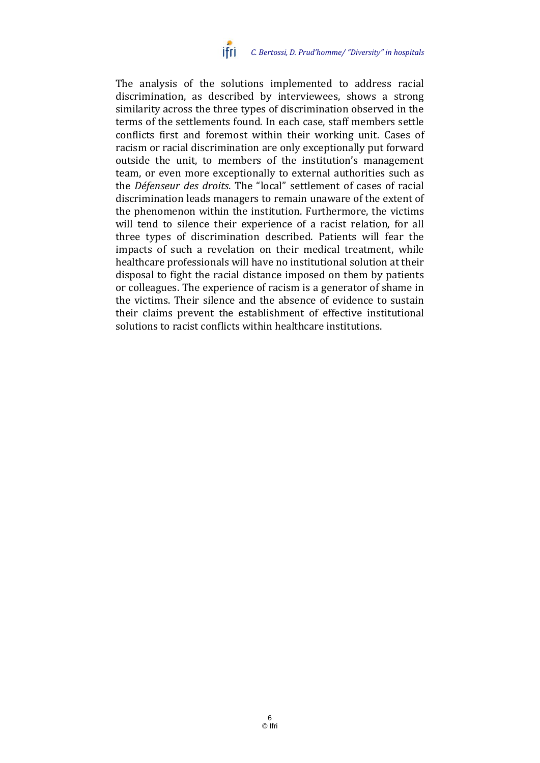The analysis of the solutions implemented to address racial discrimination, as described by interviewees, shows a strong similarity across the three types of discrimination observed in the terms of the settlements found. In each case, staff members settle conflicts first and foremost within their working unit. Cases of racism or racial discrimination are only exceptionally put forward outside the unit, to members of the institution's management team, or even more exceptionally to external authorities such as the *Défenseur des droits*. The "local" settlement of cases of racial discrimination leads managers to remain unaware of the extent of the phenomenon within the institution. Furthermore, the victims will tend to silence their experience of a racist relation, for all three types of discrimination described. Patients will fear the impacts of such a revelation on their medical treatment, while healthcare professionals will have no institutional solution at their disposal to fight the racial distance imposed on them by patients or colleagues. The experience of racism is a generator of shame in the victims. Their silence and the absence of evidence to sustain their claims prevent the establishment of effective institutional solutions to racist conflicts within healthcare institutions.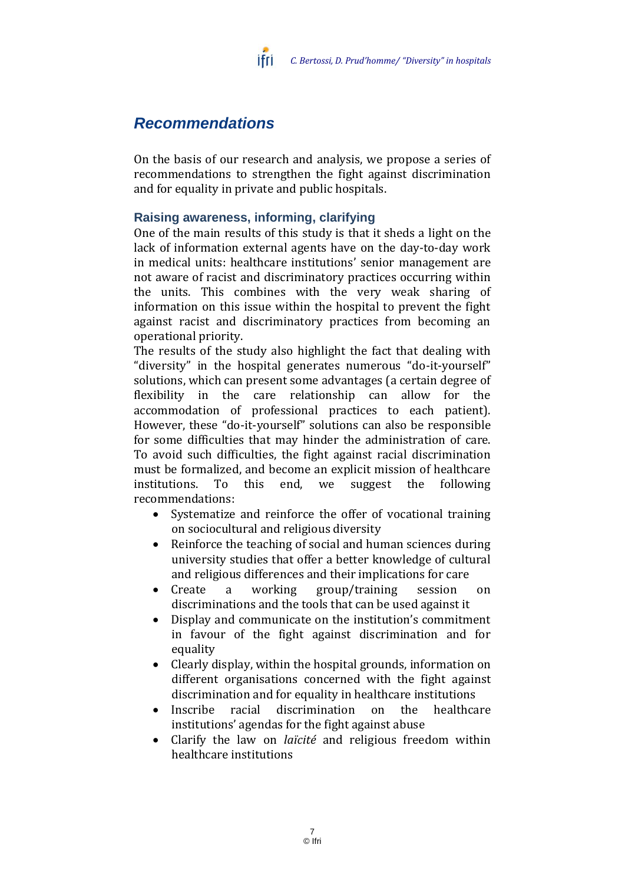## *Recommendations*

On the basis of our research and analysis, we propose a series of recommendations to strengthen the fight against discrimination and for equality in private and public hospitals.

### Raising awareness, informing, clarifying

One of the main results of this study is that it sheds a light on the lack of information external agents have on the day-to-day work in medical units: healthcare institutions' senior management are not aware of racist and discriminatory practices occurring within the units. This combines with the very weak sharing of information on this issue within the hospital to prevent the fight against racist and discriminatory practices from becoming an operational priority.

The results of the study also highlight the fact that dealing with "diversity" in the hospital generates numerous "do-it-yourself" solutions, which can present some advantages (a certain degree of flexibility in the care relationship can allow for the accommodation of professional practices to each patient). However, these "do-it-yourself" solutions can also be responsible for some difficulties that may hinder the administration of care. To avoid such difficulties, the fight against racial discrimination must be formalized, and become an explicit mission of healthcare institutions. To this end, we suggest the following recommendations:

- Systematize and reinforce the offer of vocational training on sociocultural and religious diversity
- Reinforce the teaching of social and human sciences during university studies that offer a better knowledge of cultural and religious differences and their implications for care
- Create a working group/training session on discriminations and the tools that can be used against it
- Display and communicate on the institution's commitment in favour of the fight against discrimination and for equality
- Clearly display, within the hospital grounds, information on different organisations concerned with the fight against discrimination and for equality in healthcare institutions
- Inscribe racial discrimination on the healthcare institutions' agendas for the fight against abuse
- Clarify the law on *laïcité* and religious freedom within healthcare institutions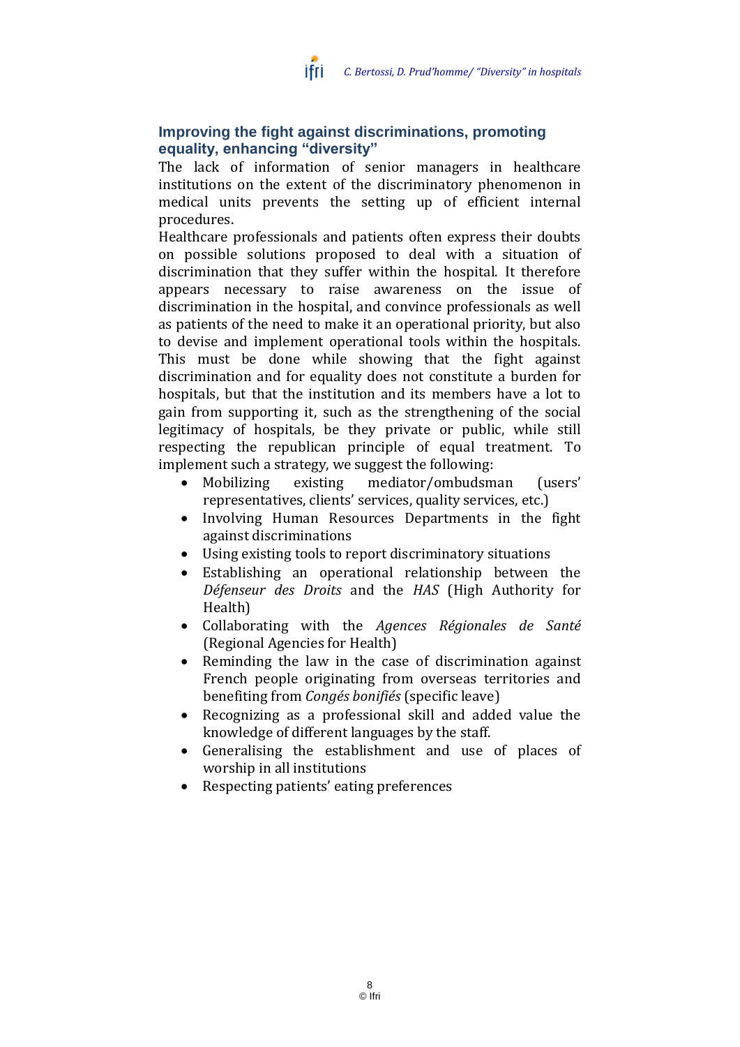## Improving the fight against discriminations, promoting equality, enhancing "diversity"

The lack of information of senior managers in healthcare institutions on the extent of the discriminatory phenomenon in medical units prevents the setting up of efficient internal procedures.

Healthcare professionals and patients often express their doubts on possible solutions proposed to deal with a situation of discrimination that they suffer within the hospital. It therefore appears necessary to raise awareness on the issue of discrimination in the hospital, and convince professionals as well as patients of the need to make it an operational priority, but also to devise and implement operational tools within the hospitals. This must be done while showing that the fight against discrimination and for equality does not constitute a burden for hospitals, but that the institution and its members have a lot to gain from supporting it, such as the strengthening of the social legitimacy of hospitals, be they private or public, while still respecting the republican principle of equal treatment. To implement such a strategy, we suggest the following:

- Mobilizing existing mediator/ombudsman (users' representatives, clients' services, quality services, etc.)
- Involving Human Resources Departments in the fight against discriminations
- Using existing tools to report discriminatory situations
- Establishing an operational relationship between the *Défenseur des Droits* and the *HAS* (High Authority for Health)
- Collaborating with the *Agences Régionales de Santé* (Regional Agencies for Health)
- Reminding the law in the case of discrimination against French people originating from overseas territories and benefiting from *Congés bonifiés* (specific leave)
- Recognizing as a professional skill and added value the knowledge of different languages by the staff.
- Generalising the establishment and use of places of worship in all institutions
- Respecting patients' eating preferences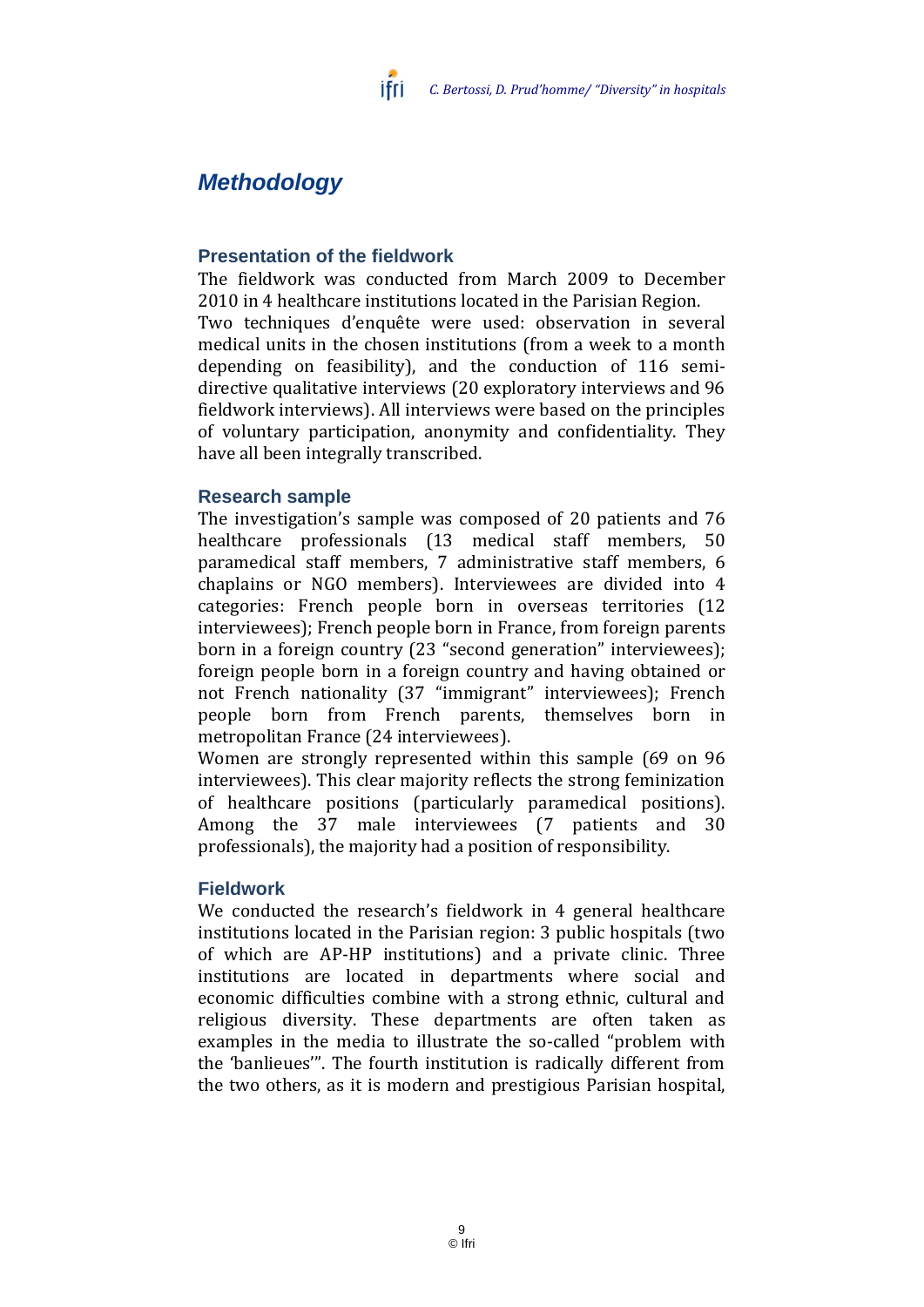# Methodology

## Presentation of the fieldwork

The fieldwork was conducted from March 2009 to December 2010 in 4 healthcare institutions located in the Parisian Region. Two techniques d'enquête were used: observation in several medical units in the chosen institutions (from a week to a month depending on feasibility), and the conduction of 116 semi-directive qualitative interviews (20 exploratory interviews and 96 fieldwork interviews). All interviews were based on the principles of voluntary participation, anonymity and confidentiality. They have all been integrally transcribed.

## Research sample

The investigation's sample was composed of 20 patients and 76 healthcare professionals (13 medical staff members, 50 paramedical staff members, 7 administrative staff members, 6 chaplains or NGO members). Interviewees are divided into 4 categories: French people born in overseas territories (12 interviewees); French people born in France, from foreign parents born in a foreign country (23 "second generation" interviewees); foreign people born in a foreign country and having obtained or not French nationality (37 "immigrant" interviewees); French people born from French parents, themselves born in metropolitan France (24 interviewees).

Women are strongly represented within this sample (69 on 96 interviewees). This clear majority reflects the strong feminization of healthcare positions (particularly paramedical positions). Among the 37 male interviewees (7 patients and 30 professionals), the majority had a position of responsibility.

## Fieldwork

We conducted the research's fieldwork in 4 general healthcare institutions located in the Parisian region: 3 public hospitals (two of which are AP-HP institutions) and a private clinic. Three institutions are located in departments where social and economic difficulties combine with a strong ethnic, cultural and religious diversity. These departments are often taken as examples in the media to illustrate the so-called "problem with the 'banlieues'". The fourth institution is radically different from the two others, as it is modern and prestigious Parisian hospital,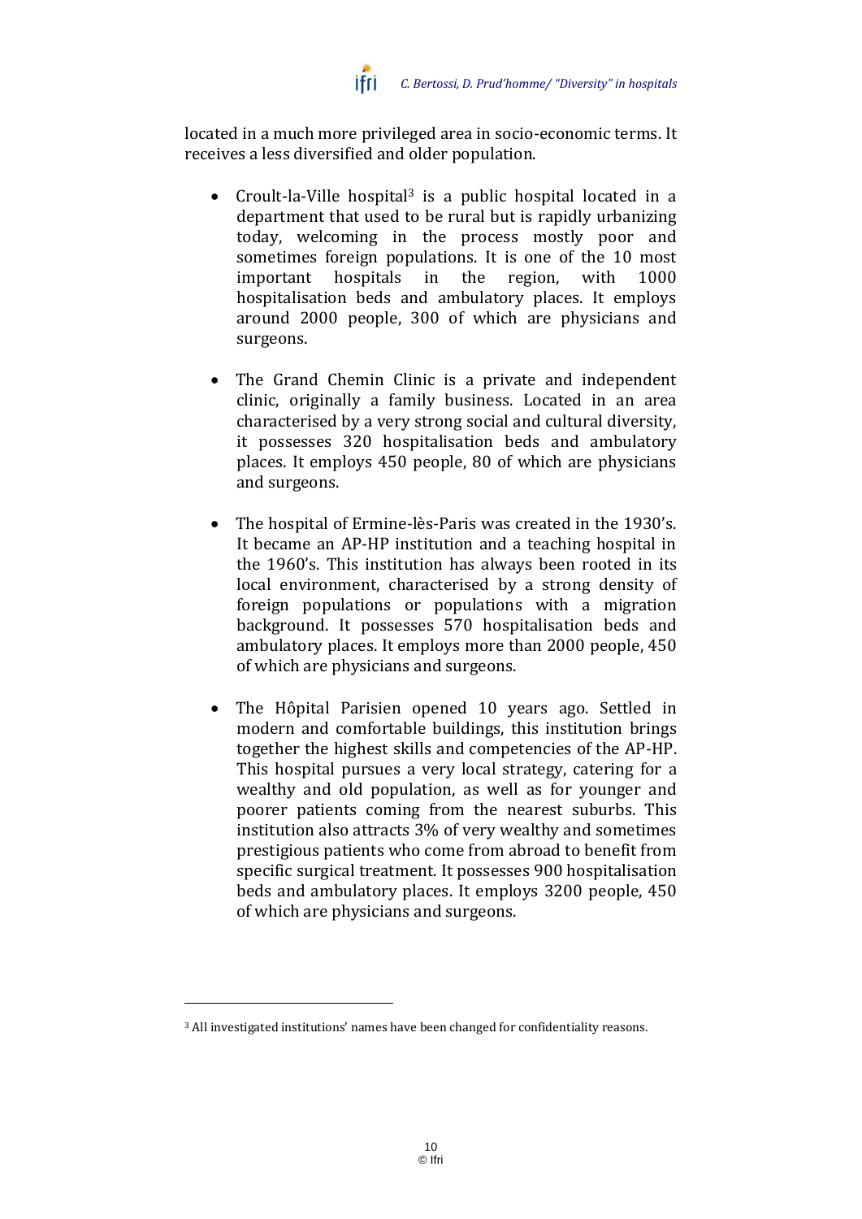located in a much more privileged area in socio-economic terms. It receives a less diversified and older population.

- Croult-la-Ville hospital[3] is a public hospital located in a department that used to be rural but is rapidly urbanizing today, welcoming in the process mostly poor and sometimes foreign populations. It is one of the 10 most important hospitals in the region, with 1000 hospitalisation beds and ambulatory places. It employs around 2000 people, 300 of which are physicians and surgeons.

- The Grand Chemin Clinic is a private and independent clinic, originally a family business. Located in an area characterised by a very strong social and cultural diversity, it possesses 320 hospitalisation beds and ambulatory places. It employs 450 people, 80 of which are physicians and surgeons.

- The hospital of Ermine-lès-Paris was created in the 1930's. It became an AP-HP institution and a teaching hospital in the 1960's. This institution has always been rooted in its local environment, characterised by a strong density of foreign populations or populations with a migration background. It possesses 570 hospitalisation beds and ambulatory places. It employs more than 2000 people, 450 of which are physicians and surgeons.

- The Hôpital Parisien opened 10 years ago. Settled in modern and comfortable buildings, this institution brings together the highest skills and competencies of the AP-HP. This hospital pursues a very local strategy, catering for a wealthy and old population, as well as for younger and poorer patients coming from the nearest suburbs. This institution also attracts 3% of very wealthy and sometimes prestigious patients who come from abroad to benefit from specific surgical treatment. It possesses 900 hospitalisation beds and ambulatory places. It employs 3200 people, 450 of which are physicians and surgeons.

[3] All investigated institutions' names have been changed for confidentiality reasons.